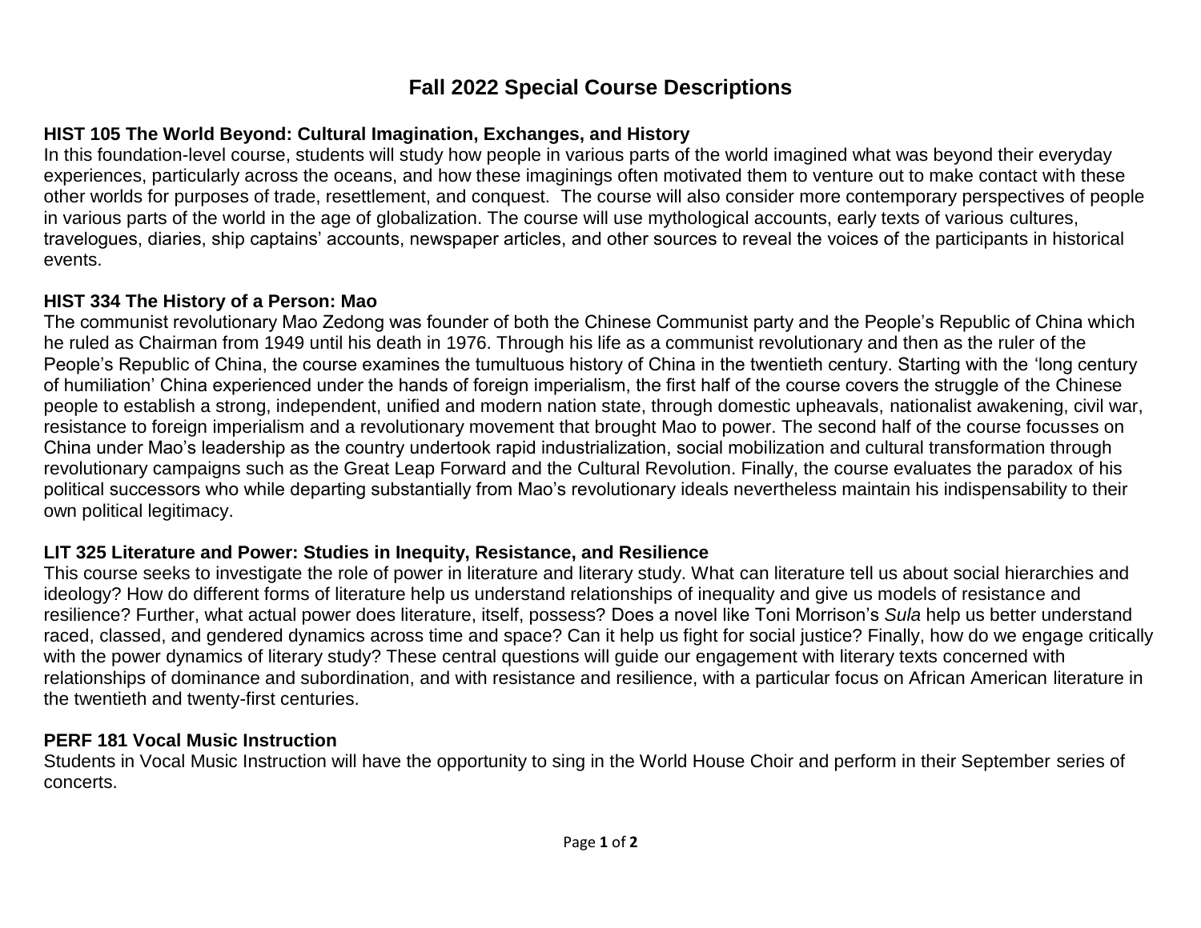# Fall 2022 Special Course Descriptions

**HIST 105 The World Beyond: Cultural Imagination, Exchanges, and History**

In this foundation-level course, students will study how people in various parts of the world imagined what was beyond their everyday experiences, particularly across the oceans, and how these imaginings often motivated them to venture out to make contact with these other worlds for purposes of trade, resettlement, and conquest. The course will also consider more contemporary perspectives of people in various parts of the world in the age of globalization. The course will use mythological accounts, early texts of various cultures, travelogues, diaries, ship captains' accounts, newspaper articles, and other sources to reveal the voices of the participants in historical events.

**HIST 334 The History of a Person: Mao**

The communist revolutionary Mao Zedong was founder of both the Chinese Communist party and the People's Republic of China which he ruled as Chairman from 1949 until his death in 1976. Through his life as a communist revolutionary and then as the ruler of the People's Republic of China, the course examines the tumultuous history of China in the twentieth century. Starting with the 'long century of humiliation' China experienced under the hands of foreign imperialism, the first half of the course covers the struggle of the Chinese people to establish a strong, independent, unified and modern nation state, through domestic upheavals, nationalist awakening, civil war, resistance to foreign imperialism and a revolutionary movement that brought Mao to power. The second half of the course focusses on China under Mao's leadership as the country undertook rapid industrialization, social mobilization and cultural transformation through revolutionary campaigns such as the Great Leap Forward and the Cultural Revolution. Finally, the course evaluates the paradox of his political successors who while departing substantially from Mao's revolutionary ideals nevertheless maintain his indispensability to their own political legitimacy.

**LIT 325 Literature and Power: Studies in Inequity, Resistance, and Resilience**

This course seeks to investigate the role of power in literature and literary study. What can literature tell us about social hierarchies and ideology? How do different forms of literature help us understand relationships of inequality and give us models of resistance and resilience? Further, what actual power does literature, itself, possess? Does a novel like Toni Morrison's *Sula* help us better understand raced, classed, and gendered dynamics across time and space? Can it help us fight for social justice? Finally, how do we engage critically with the power dynamics of literary study? These central questions will guide our engagement with literary texts concerned with relationships of dominance and subordination, and with resistance and resilience, with a particular focus on African American literature in the twentieth and twenty-first centuries.

**PERF 181 Vocal Music Instruction**

Students in Vocal Music Instruction will have the opportunity to sing in the World House Choir and perform in their September series of concerts.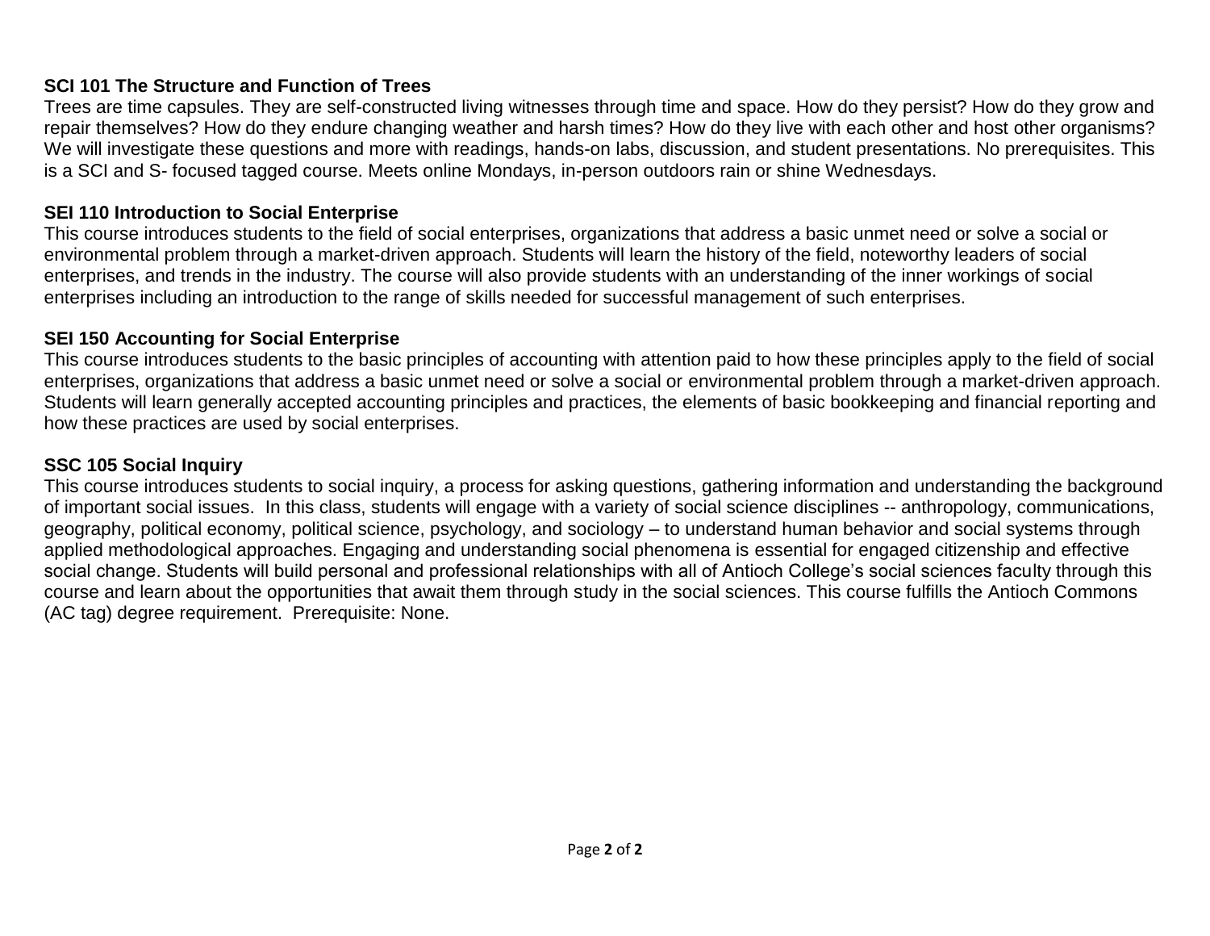**SCI 101 The Structure and Function of Trees**

Trees are time capsules. They are self-constructed living witnesses through time and space. How do they persist? How do they grow and repair themselves? How do they endure changing weather and harsh times? How do they live with each other and host other organisms? We will investigate these questions and more with readings, hands-on labs, discussion, and student presentations. No prerequisites. This is a SCI and S- focused tagged course. Meets online Mondays, in-person outdoors rain or shine Wednesdays.

**SEI 110 Introduction to Social Enterprise**

This course introduces students to the field of social enterprises, organizations that address a basic unmet need or solve a social or environmental problem through a market-driven approach. Students will learn the history of the field, noteworthy leaders of social enterprises, and trends in the industry. The course will also provide students with an understanding of the inner workings of social enterprises including an introduction to the range of skills needed for successful management of such enterprises.

**SEI 150 Accounting for Social Enterprise**

This course introduces students to the basic principles of accounting with attention paid to how these principles apply to the field of social enterprises, organizations that address a basic unmet need or solve a social or environmental problem through a market-driven approach. Students will learn generally accepted accounting principles and practices, the elements of basic bookkeeping and financial reporting and how these practices are used by social enterprises.

**SSC 105 Social Inquiry**

This course introduces students to social inquiry, a process for asking questions, gathering information and understanding the background of important social issues. In this class, students will engage with a variety of social science disciplines -- anthropology, communications, geography, political economy, political science, psychology, and sociology – to understand human behavior and social systems through applied methodological approaches. Engaging and understanding social phenomena is essential for engaged citizenship and effective social change. Students will build personal and professional relationships with all of Antioch College's social sciences faculty through this course and learn about the opportunities that await them through study in the social sciences. This course fulfills the Antioch Commons (AC tag) degree requirement. Prerequisite: None.